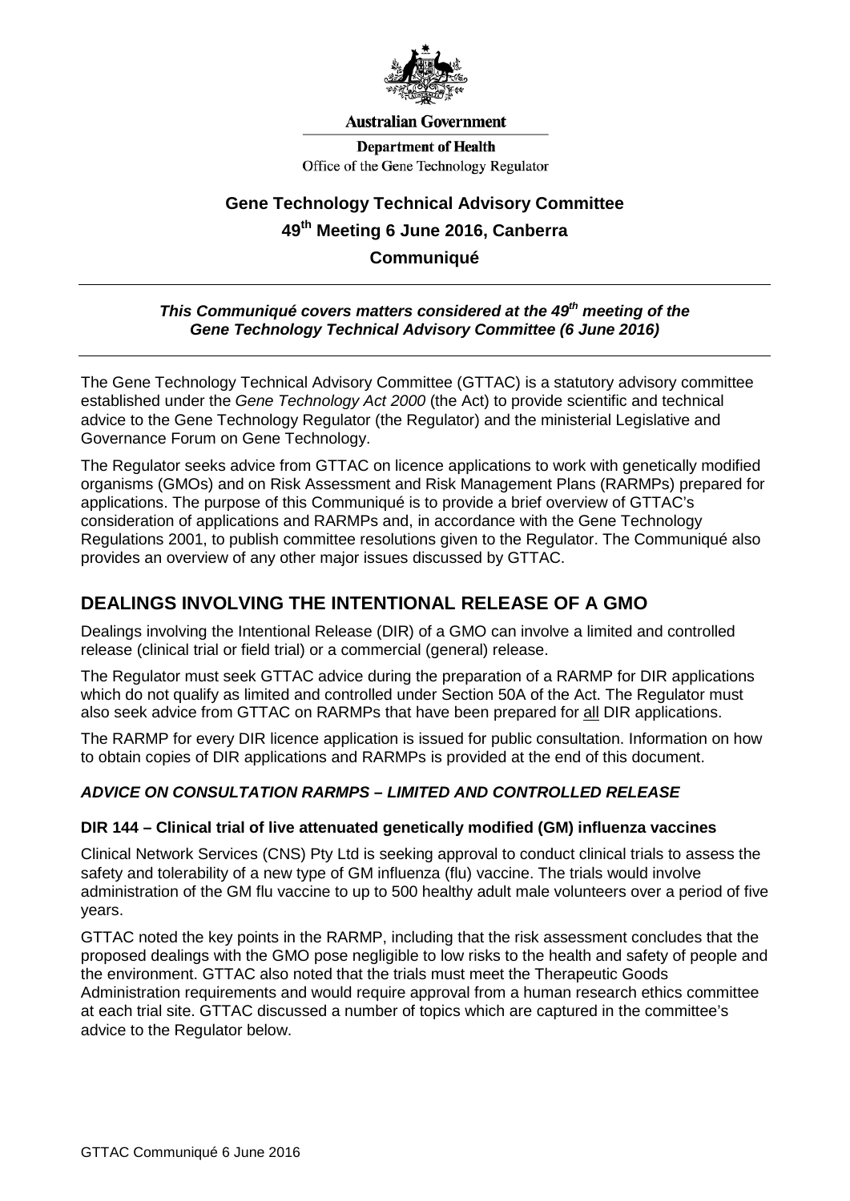**Australian Government**

**Department of Health**
Office of the Gene Technology Regulator

# Gene Technology Technical Advisory Committee
# 49th Meeting 6 June 2016, Canberra
# Communiqué

***This Communiqué covers matters considered at the 49th meeting of the Gene Technology Technical Advisory Committee (6 June 2016)***

The Gene Technology Technical Advisory Committee (GTTAC) is a statutory advisory committee established under the *Gene Technology Act 2000* (the Act) to provide scientific and technical advice to the Gene Technology Regulator (the Regulator) and the ministerial Legislative and Governance Forum on Gene Technology.

The Regulator seeks advice from GTTAC on licence applications to work with genetically modified organisms (GMOs) and on Risk Assessment and Risk Management Plans (RARMPs) prepared for applications. The purpose of this Communiqué is to provide a brief overview of GTTAC's consideration of applications and RARMPs and, in accordance with the Gene Technology Regulations 2001, to publish committee resolutions given to the Regulator. The Communiqué also provides an overview of any other major issues discussed by GTTAC.

## DEALINGS INVOLVING THE INTENTIONAL RELEASE OF A GMO

Dealings involving the Intentional Release (DIR) of a GMO can involve a limited and controlled release (clinical trial or field trial) or a commercial (general) release.

The Regulator must seek GTTAC advice during the preparation of a RARMP for DIR applications which do not qualify as limited and controlled under Section 50A of the Act. The Regulator must also seek advice from GTTAC on RARMPs that have been prepared for all DIR applications.

The RARMP for every DIR licence application is issued for public consultation. Information on how to obtain copies of DIR applications and RARMPs is provided at the end of this document.

### *ADVICE ON CONSULTATION RARMPS – LIMITED AND CONTROLLED RELEASE*

**DIR 144 – Clinical trial of live attenuated genetically modified (GM) influenza vaccines**

Clinical Network Services (CNS) Pty Ltd is seeking approval to conduct clinical trials to assess the safety and tolerability of a new type of GM influenza (flu) vaccine. The trials would involve administration of the GM flu vaccine to up to 500 healthy adult male volunteers over a period of five years.

GTTAC noted the key points in the RARMP, including that the risk assessment concludes that the proposed dealings with the GMO pose negligible to low risks to the health and safety of people and the environment. GTTAC also noted that the trials must meet the Therapeutic Goods Administration requirements and would require approval from a human research ethics committee at each trial site. GTTAC discussed a number of topics which are captured in the committee's advice to the Regulator below.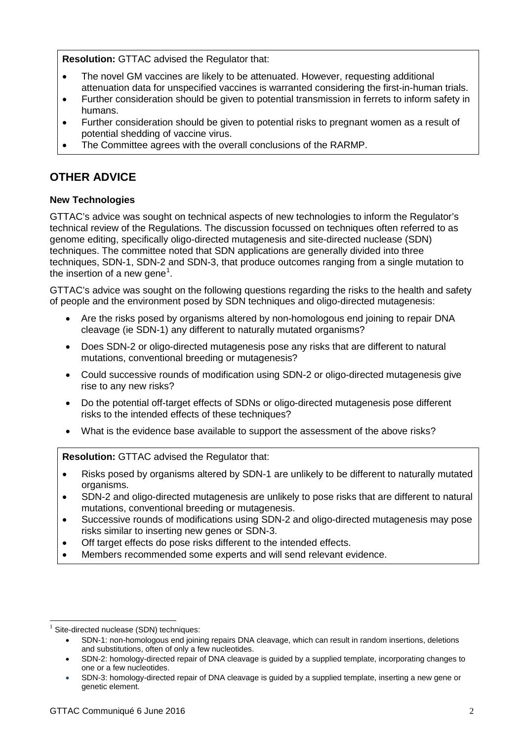**Resolution:** GTTAC advised the Regulator that:

- The novel GM vaccines are likely to be attenuated. However, requesting additional attenuation data for unspecified vaccines is warranted considering the first-in-human trials.
- Further consideration should be given to potential transmission in ferrets to inform safety in humans.
- Further consideration should be given to potential risks to pregnant women as a result of potential shedding of vaccine virus.
- The Committee agrees with the overall conclusions of the RARMP.

## OTHER ADVICE

### New Technologies

GTTAC's advice was sought on technical aspects of new technologies to inform the Regulator's technical review of the Regulations. The discussion focussed on techniques often referred to as genome editing, specifically oligo-directed mutagenesis and site-directed nuclease (SDN) techniques. The committee noted that SDN applications are generally divided into three techniques, SDN-1, SDN-2 and SDN-3, that produce outcomes ranging from a single mutation to the insertion of a new gene[1].

GTTAC's advice was sought on the following questions regarding the risks to the health and safety of people and the environment posed by SDN techniques and oligo-directed mutagenesis:

- Are the risks posed by organisms altered by non-homologous end joining to repair DNA cleavage (ie SDN-1) any different to naturally mutated organisms?
- Does SDN-2 or oligo-directed mutagenesis pose any risks that are different to natural mutations, conventional breeding or mutagenesis?
- Could successive rounds of modification using SDN-2 or oligo-directed mutagenesis give rise to any new risks?
- Do the potential off-target effects of SDNs or oligo-directed mutagenesis pose different risks to the intended effects of these techniques?
- What is the evidence base available to support the assessment of the above risks?

**Resolution:** GTTAC advised the Regulator that:

- Risks posed by organisms altered by SDN-1 are unlikely to be different to naturally mutated organisms.
- SDN-2 and oligo-directed mutagenesis are unlikely to pose risks that are different to natural mutations, conventional breeding or mutagenesis.
- Successive rounds of modifications using SDN-2 and oligo-directed mutagenesis may pose risks similar to inserting new genes or SDN-3.
- Off target effects do pose risks different to the intended effects.
- Members recommended some experts and will send relevant evidence.

---

[1] Site-directed nuclease (SDN) techniques:

- SDN-1: non-homologous end joining repairs DNA cleavage, which can result in random insertions, deletions and substitutions, often of only a few nucleotides.
- SDN-2: homology-directed repair of DNA cleavage is guided by a supplied template, incorporating changes to one or a few nucleotides.
- SDN-3: homology-directed repair of DNA cleavage is guided by a supplied template, inserting a new gene or genetic element.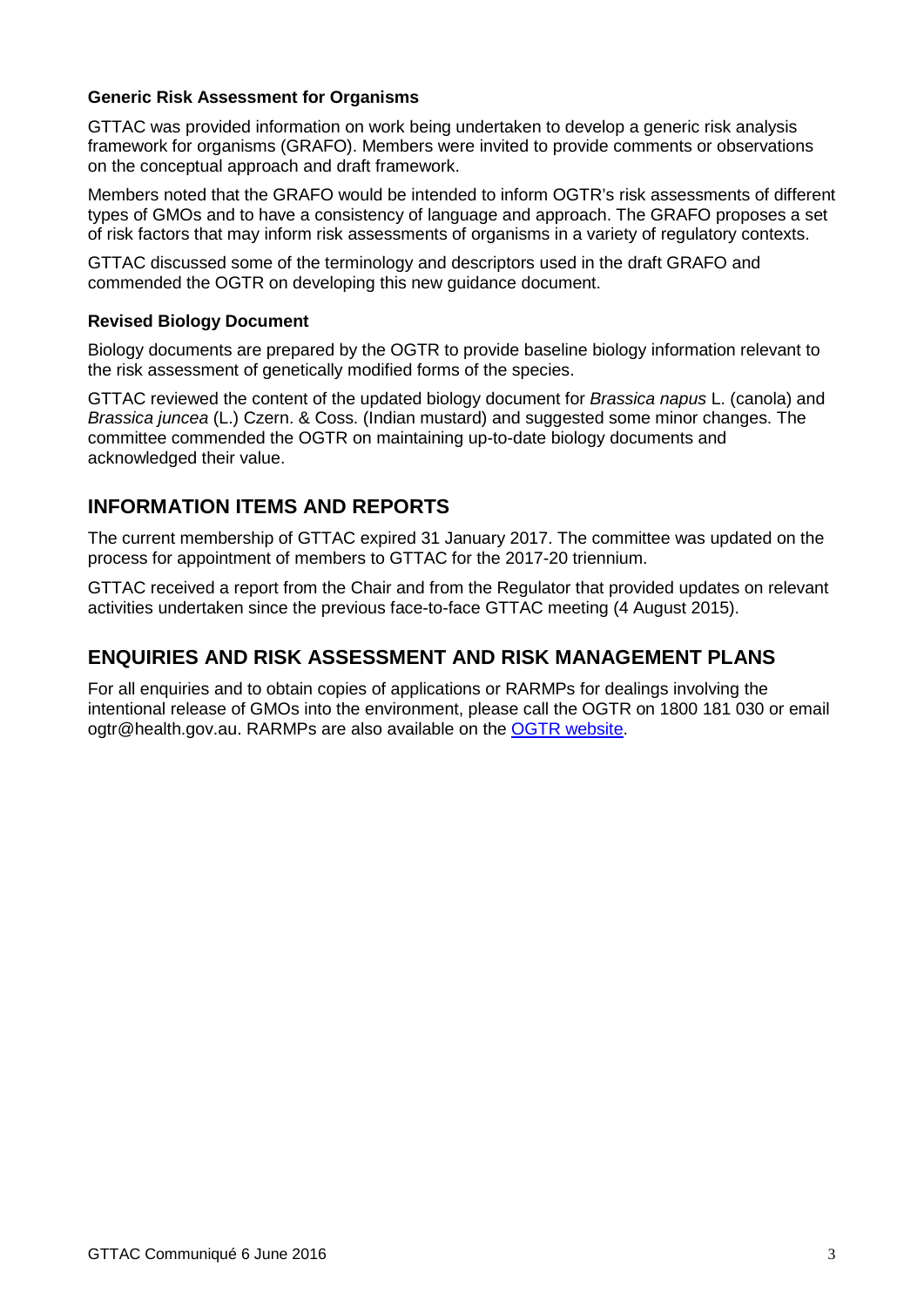### Generic Risk Assessment for Organisms

GTTAC was provided information on work being undertaken to develop a generic risk analysis framework for organisms (GRAFO). Members were invited to provide comments or observations on the conceptual approach and draft framework.

Members noted that the GRAFO would be intended to inform OGTR's risk assessments of different types of GMOs and to have a consistency of language and approach. The GRAFO proposes a set of risk factors that may inform risk assessments of organisms in a variety of regulatory contexts.

GTTAC discussed some of the terminology and descriptors used in the draft GRAFO and commended the OGTR on developing this new guidance document.

### Revised Biology Document

Biology documents are prepared by the OGTR to provide baseline biology information relevant to the risk assessment of genetically modified forms of the species.

GTTAC reviewed the content of the updated biology document for *Brassica napus* L. (canola) and *Brassica juncea* (L.) Czern. & Coss. (Indian mustard) and suggested some minor changes. The committee commended the OGTR on maintaining up-to-date biology documents and acknowledged their value.

## INFORMATION ITEMS AND REPORTS

The current membership of GTTAC expired 31 January 2017. The committee was updated on the process for appointment of members to GTTAC for the 2017-20 triennium.

GTTAC received a report from the Chair and from the Regulator that provided updates on relevant activities undertaken since the previous face-to-face GTTAC meeting (4 August 2015).

## ENQUIRIES AND RISK ASSESSMENT AND RISK MANAGEMENT PLANS

For all enquiries and to obtain copies of applications or RARMPs for dealings involving the intentional release of GMOs into the environment, please call the OGTR on 1800 181 030 or email ogtr@health.gov.au. RARMPs are also available on the OGTR website.